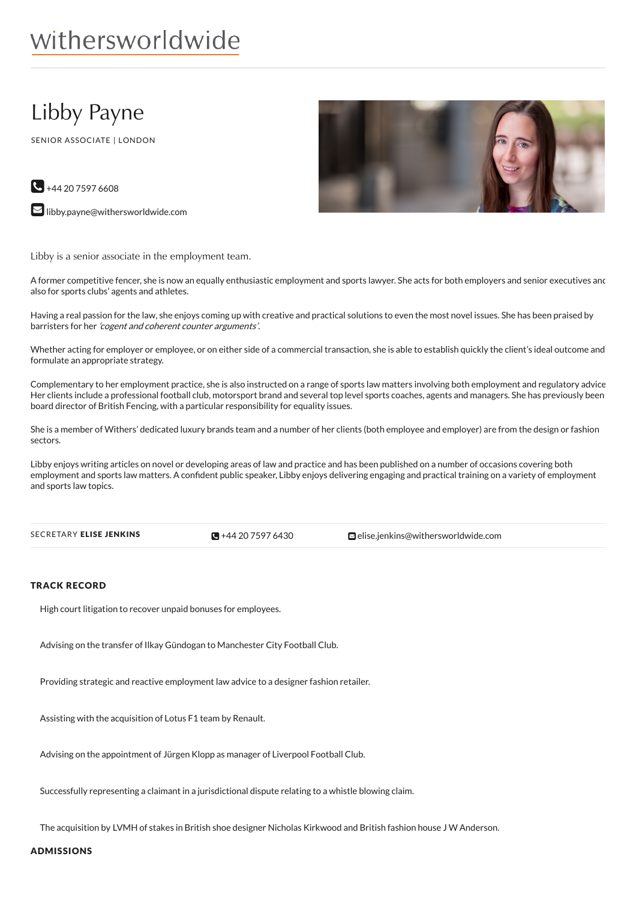withersworldwide

# Libby Payne

SENIOR ASSOCIATE | LONDON

+44 20 7597 6608

libby.payne@withersworldwide.com

Libby is a senior associate in the employment team.

A former competitive fencer, she is now an equally enthusiastic employment and sports lawyer. She acts for both employers and senior executives and also for sports clubs' agents and athletes.

Having a real passion for the law, she enjoys coming up with creative and practical solutions to even the most novel issues. She has been praised by barristers for her *'cogent and coherent counter arguments'*.

Whether acting for employer or employee, or on either side of a commercial transaction, she is able to establish quickly the client's ideal outcome and formulate an appropriate strategy.

Complementary to her employment practice, she is also instructed on a range of sports law matters involving both employment and regulatory advice. Her clients include a professional football club, motorsport brand and several top level sports coaches, agents and managers. She has previously been board director of British Fencing, with a particular responsibility for equality issues.

She is a member of Withers' dedicated luxury brands team and a number of her clients (both employee and employer) are from the design or fashion sectors.

Libby enjoys writing articles on novel or developing areas of law and practice and has been published on a number of occasions covering both employment and sports law matters. A confident public speaker, Libby enjoys delivering engaging and practical training on a variety of employment and sports law topics.

SECRETARY **ELISE JENKINS** +44 20 7597 6430 elise.jenkins@withersworldwide.com

## TRACK RECORD

High court litigation to recover unpaid bonuses for employees.

Advising on the transfer of Ilkay Gündogan to Manchester City Football Club.

Providing strategic and reactive employment law advice to a designer fashion retailer.

Assisting with the acquisition of Lotus F1 team by Renault.

Advising on the appointment of Jürgen Klopp as manager of Liverpool Football Club.

Successfully representing a claimant in a jurisdictional dispute relating to a whistle blowing claim.

The acquisition by LVMH of stakes in British shoe designer Nicholas Kirkwood and British fashion house J W Anderson.

## ADMISSIONS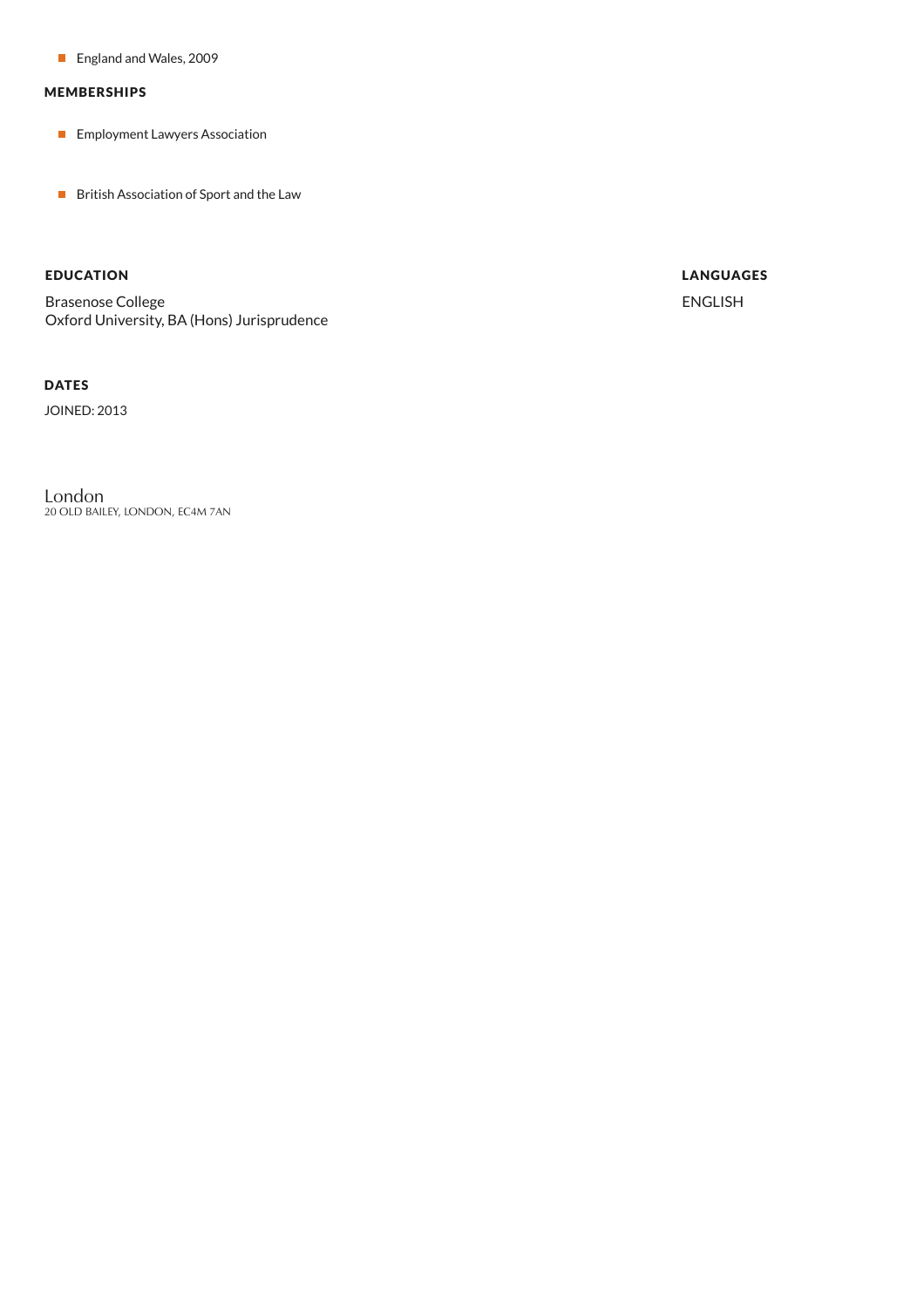- England and Wales, 2009

## MEMBERSHIPS

- Employment Lawyers Association
- British Association of Sport and the Law

## EDUCATION

Brasenose College
Oxford University, BA (Hons) Jurisprudence

## LANGUAGES

ENGLISH

## DATES

JOINED: 2013

London
20 OLD BAILEY, LONDON, EC4M 7AN